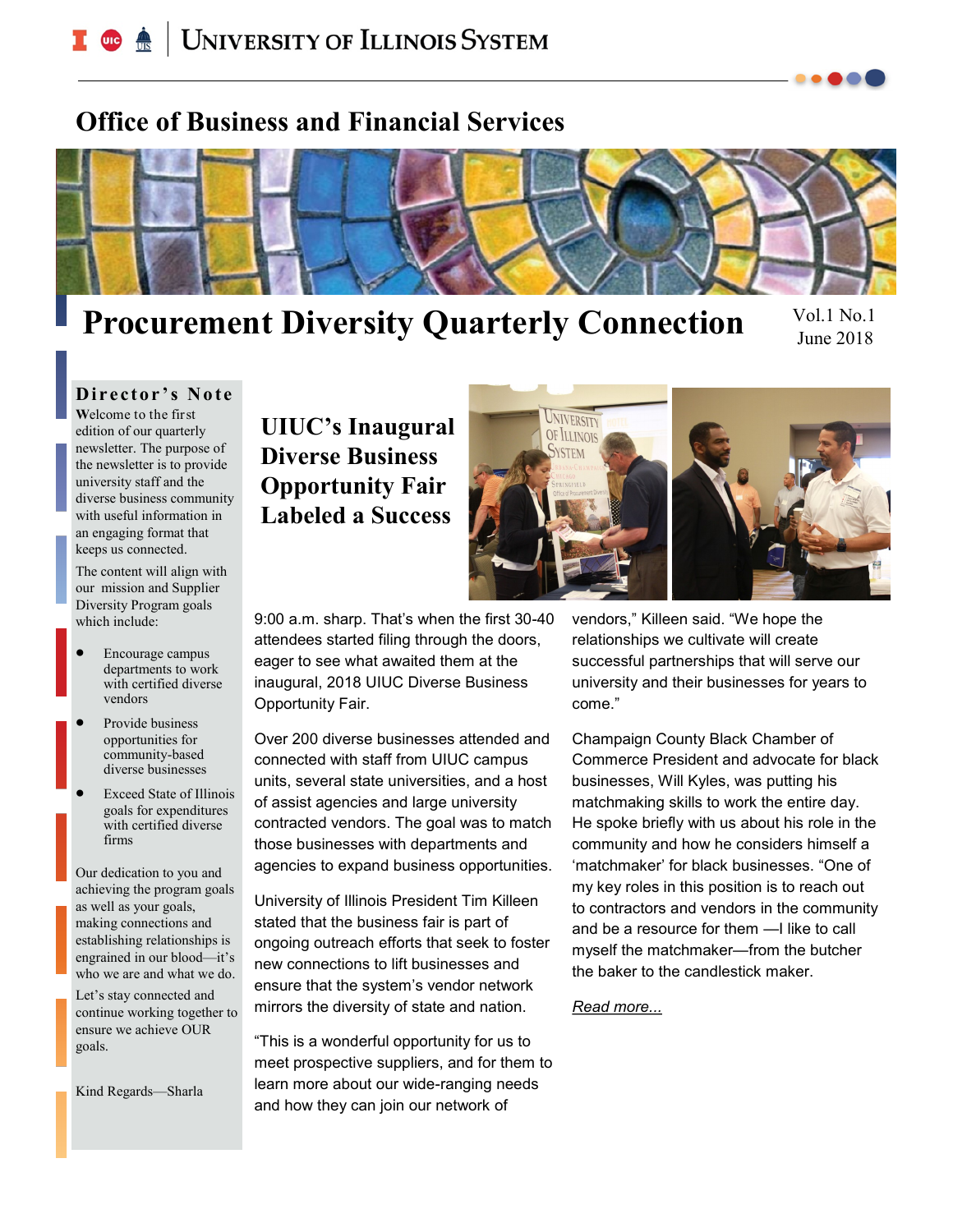# Office of Business and Financial Services

# Procurement Diversity Quarterly Connection

Vol.1 No.1
June 2018

## Director's Note

**W**elcome to the first edition of our quarterly newsletter. The purpose of the newsletter is to provide university staff and the diverse business community with useful information in an engaging format that keeps us connected.

The content will align with our mission and Supplier Diversity Program goals which include:

- Encourage campus departments to work with certified diverse vendors
- Provide business opportunities for community-based diverse businesses
- Exceed State of Illinois goals for expenditures with certified diverse firms

Our dedication to you and achieving the program goals as well as your goals, making connections and establishing relationships is engrained in our blood—it's who we are and what we do.

Let's stay connected and continue working together to ensure we achieve OUR goals.

Kind Regards—Sharla

## UIUC's Inaugural Diverse Business Opportunity Fair Labeled a Success

9:00 a.m. sharp. That's when the first 30-40 attendees started filing through the doors, eager to see what awaited them at the inaugural, 2018 UIUC Diverse Business Opportunity Fair.

Over 200 diverse businesses attended and connected with staff from UIUC campus units, several state universities, and a host of assist agencies and large university contracted vendors. The goal was to match those businesses with departments and agencies to expand business opportunities.

University of Illinois President Tim Killeen stated that the business fair is part of ongoing outreach efforts that seek to foster new connections to lift businesses and ensure that the system's vendor network mirrors the diversity of state and nation.

"This is a wonderful opportunity for us to meet prospective suppliers, and for them to learn more about our wide-ranging needs and how they can join our network of vendors," Killeen said. "We hope the relationships we cultivate will create successful partnerships that will serve our university and their businesses for years to come."

Champaign County Black Chamber of Commerce President and advocate for black businesses, Will Kyles, was putting his matchmaking skills to work the entire day. He spoke briefly with us about his role in the community and how he considers himself a 'matchmaker' for black businesses. "One of my key roles in this position is to reach out to contractors and vendors in the community and be a resource for them —I like to call myself the matchmaker—from the butcher the baker to the candlestick maker.

*Read more...*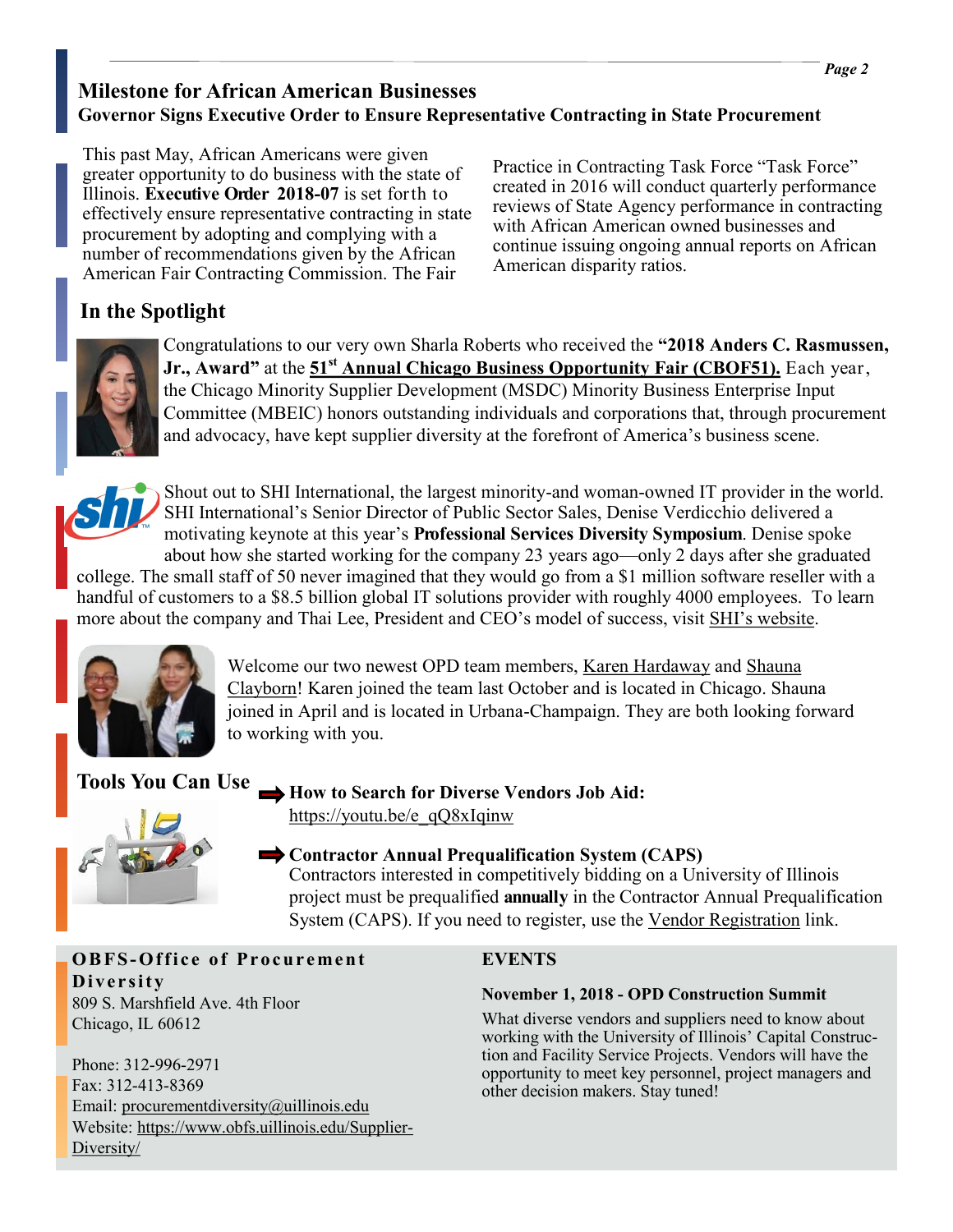## Milestone for African American Businesses

### Governor Signs Executive Order to Ensure Representative Contracting in State Procurement

This past May, African Americans were given greater opportunity to do business with the state of Illinois. **Executive Order 2018-07** is set forth to effectively ensure representative contracting in state procurement by adopting and complying with a number of recommendations given by the African American Fair Contracting Commission. The Fair Practice in Contracting Task Force "Task Force" created in 2016 will conduct quarterly performance reviews of State Agency performance in contracting with African American owned businesses and continue issuing ongoing annual reports on African American disparity ratios.

## In the Spotlight

Congratulations to our very own Sharla Roberts who received the **"2018 Anders C. Rasmussen, Jr., Award"** at the **51st Annual Chicago Business Opportunity Fair (CBOF51).** Each year, the Chicago Minority Supplier Development (MSDC) Minority Business Enterprise Input Committee (MBEIC) honors outstanding individuals and corporations that, through procurement and advocacy, have kept supplier diversity at the forefront of America's business scene.

Shout out to SHI International, the largest minority-and woman-owned IT provider in the world. SHI International's Senior Director of Public Sector Sales, Denise Verdicchio delivered a motivating keynote at this year's **Professional Services Diversity Symposium**. Denise spoke about how she started working for the company 23 years ago—only 2 days after she graduated college. The small staff of 50 never imagined that they would go from a $1 million software reseller with a handful of customers to a $8.5 billion global IT solutions provider with roughly 4000 employees. To learn more about the company and Thai Lee, President and CEO's model of success, visit SHI's website.

Welcome our two newest OPD team members, Karen Hardaway and Shauna Clayborn! Karen joined the team last October and is located in Chicago. Shauna joined in April and is located in Urbana-Champaign. They are both looking forward to working with you.

## Tools You Can Use

- **How to Search for Diverse Vendors Job Aid:** https://youtu.be/e_qQ8xIqinw
- **Contractor Annual Prequalification System (CAPS)**
  Contractors interested in competitively bidding on a University of Illinois project must be prequalified **annually** in the Contractor Annual Prequalification System (CAPS). If you need to register, use the Vendor Registration link.

**OBFS-Office of Procurement Diversity**
809 S. Marshfield Ave. 4th Floor
Chicago, IL 60612

Phone: 312-996-2971
Fax: 312-413-8369
Email: procurementdiversity@uillinois.edu
Website: https://www.obfs.uillinois.edu/Supplier-Diversity/

## EVENTS

**November 1, 2018 - OPD Construction Summit**

What diverse vendors and suppliers need to know about working with the University of Illinois' Capital Construction and Facility Service Projects. Vendors will have the opportunity to meet key personnel, project managers and other decision makers. Stay tuned!